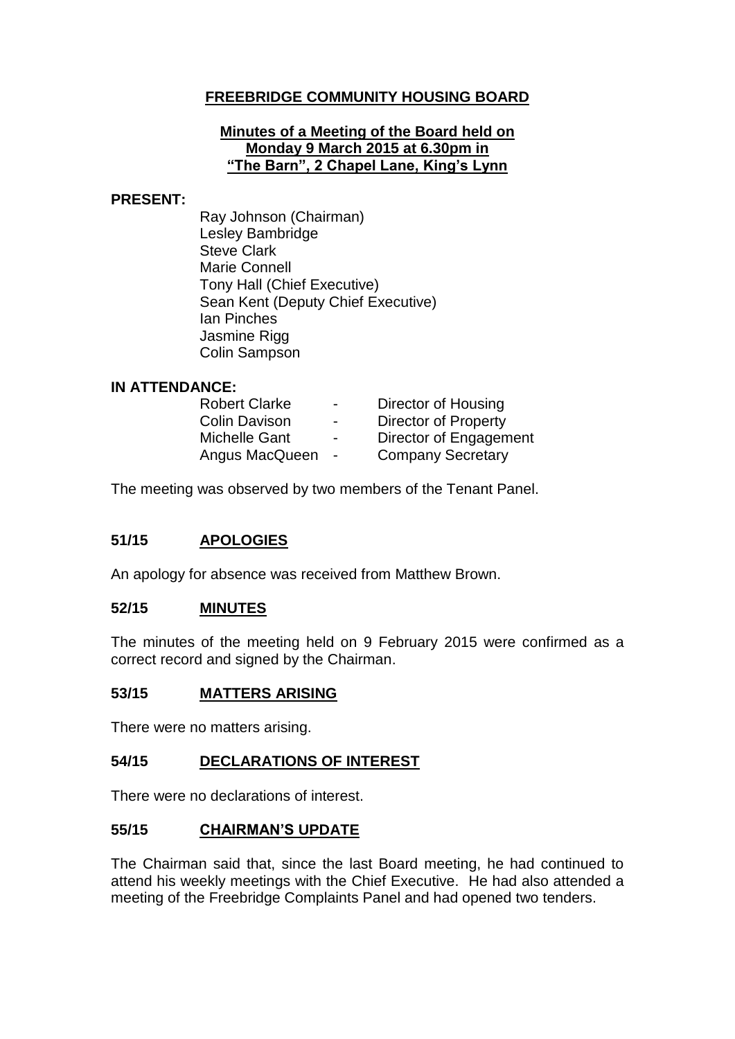# FREEBRIDGE COMMUNITY HOUSING BOARD

**Minutes of a Meeting of the Board held on Monday 9 March 2015 at 6.30pm in "The Barn", 2 Chapel Lane, King's Lynn**

**PRESENT:**

Ray Johnson (Chairman)
Lesley Bambridge
Steve Clark
Marie Connell
Tony Hall (Chief Executive)
Sean Kent (Deputy Chief Executive)
Ian Pinches
Jasmine Rigg
Colin Sampson

**IN ATTENDANCE:**

| | | |
|---|---|---|
| Robert Clarke | - | Director of Housing |
| Colin Davison | - | Director of Property |
| Michelle Gant | - | Director of Engagement |
| Angus MacQueen | - | Company Secretary |

The meeting was observed by two members of the Tenant Panel.

## 51/15 APOLOGIES

An apology for absence was received from Matthew Brown.

## 52/15 MINUTES

The minutes of the meeting held on 9 February 2015 were confirmed as a correct record and signed by the Chairman.

## 53/15 MATTERS ARISING

There were no matters arising.

## 54/15 DECLARATIONS OF INTEREST

There were no declarations of interest.

## 55/15 CHAIRMAN'S UPDATE

The Chairman said that, since the last Board meeting, he had continued to attend his weekly meetings with the Chief Executive. He had also attended a meeting of the Freebridge Complaints Panel and had opened two tenders.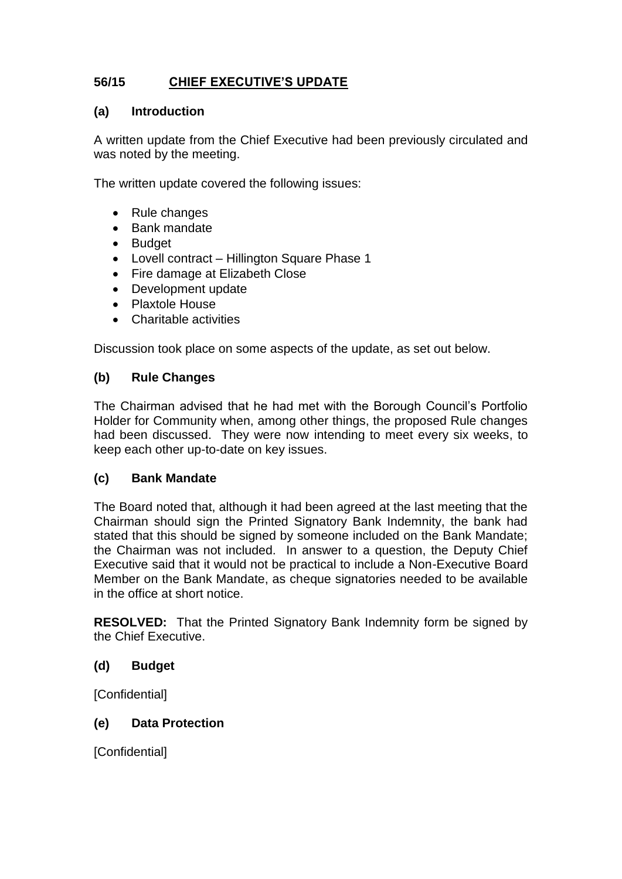## 56/15 CHIEF EXECUTIVE'S UPDATE

### (a) Introduction

A written update from the Chief Executive had been previously circulated and was noted by the meeting.

The written update covered the following issues:

- Rule changes
- Bank mandate
- Budget
- Lovell contract – Hillington Square Phase 1
- Fire damage at Elizabeth Close
- Development update
- Plaxtole House
- Charitable activities

Discussion took place on some aspects of the update, as set out below.

### (b) Rule Changes

The Chairman advised that he had met with the Borough Council's Portfolio Holder for Community when, among other things, the proposed Rule changes had been discussed. They were now intending to meet every six weeks, to keep each other up-to-date on key issues.

### (c) Bank Mandate

The Board noted that, although it had been agreed at the last meeting that the Chairman should sign the Printed Signatory Bank Indemnity, the bank had stated that this should be signed by someone included on the Bank Mandate; the Chairman was not included. In answer to a question, the Deputy Chief Executive said that it would not be practical to include a Non-Executive Board Member on the Bank Mandate, as cheque signatories needed to be available in the office at short notice.

**RESOLVED:** That the Printed Signatory Bank Indemnity form be signed by the Chief Executive.

### (d) Budget

[Confidential]

### (e) Data Protection

[Confidential]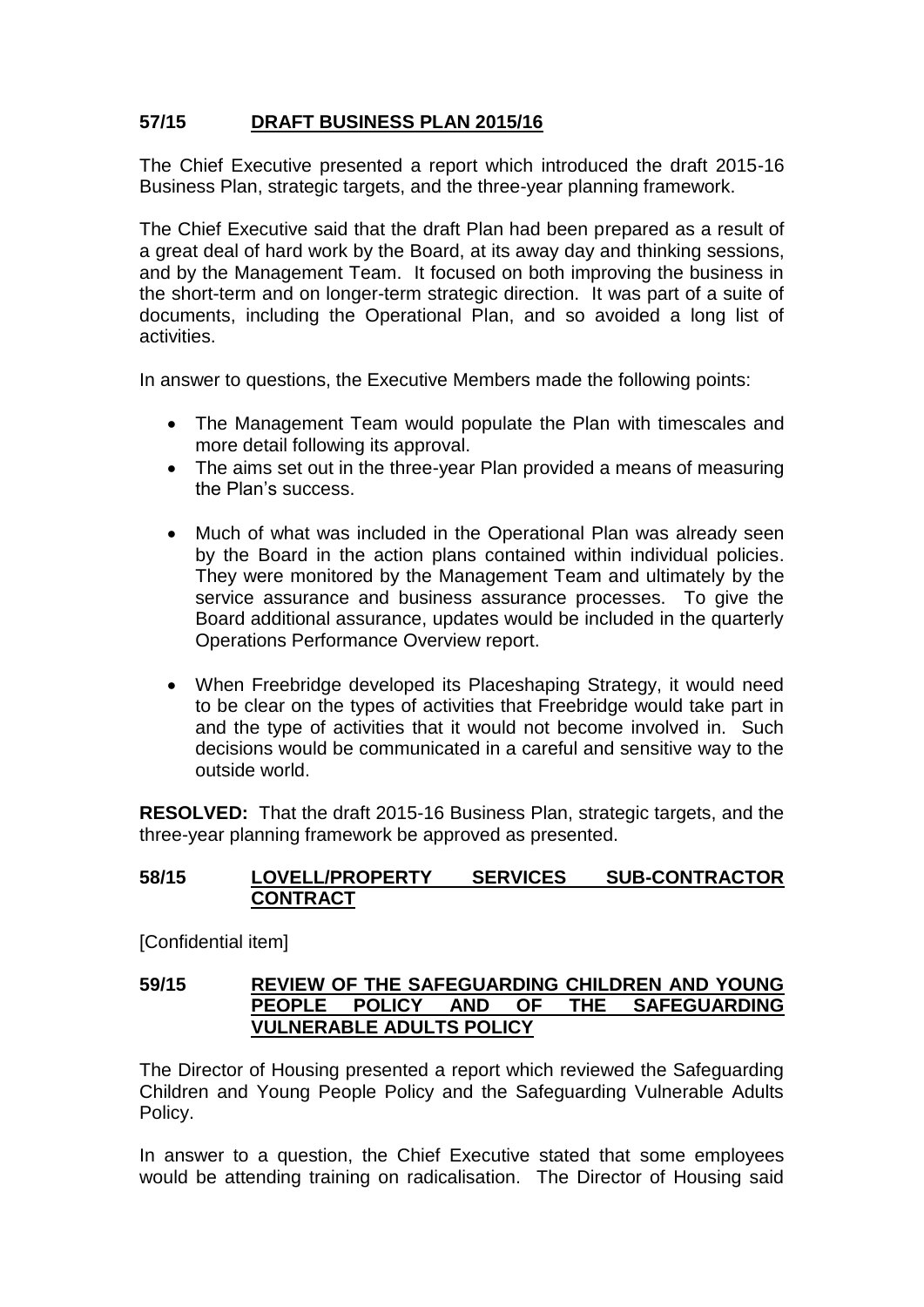## 57/15 DRAFT BUSINESS PLAN 2015/16

The Chief Executive presented a report which introduced the draft 2015-16 Business Plan, strategic targets, and the three-year planning framework.

The Chief Executive said that the draft Plan had been prepared as a result of a great deal of hard work by the Board, at its away day and thinking sessions, and by the Management Team. It focused on both improving the business in the short-term and on longer-term strategic direction. It was part of a suite of documents, including the Operational Plan, and so avoided a long list of activities.

In answer to questions, the Executive Members made the following points:

- The Management Team would populate the Plan with timescales and more detail following its approval.
- The aims set out in the three-year Plan provided a means of measuring the Plan's success.
- Much of what was included in the Operational Plan was already seen by the Board in the action plans contained within individual policies. They were monitored by the Management Team and ultimately by the service assurance and business assurance processes. To give the Board additional assurance, updates would be included in the quarterly Operations Performance Overview report.
- When Freebridge developed its Placeshaping Strategy, it would need to be clear on the types of activities that Freebridge would take part in and the type of activities that it would not become involved in. Such decisions would be communicated in a careful and sensitive way to the outside world.

**RESOLVED:** That the draft 2015-16 Business Plan, strategic targets, and the three-year planning framework be approved as presented.

## 58/15 LOVELL/PROPERTY SERVICES SUB-CONTRACTOR CONTRACT

[Confidential item]

## 59/15 REVIEW OF THE SAFEGUARDING CHILDREN AND YOUNG PEOPLE POLICY AND OF THE SAFEGUARDING VULNERABLE ADULTS POLICY

The Director of Housing presented a report which reviewed the Safeguarding Children and Young People Policy and the Safeguarding Vulnerable Adults Policy.

In answer to a question, the Chief Executive stated that some employees would be attending training on radicalisation. The Director of Housing said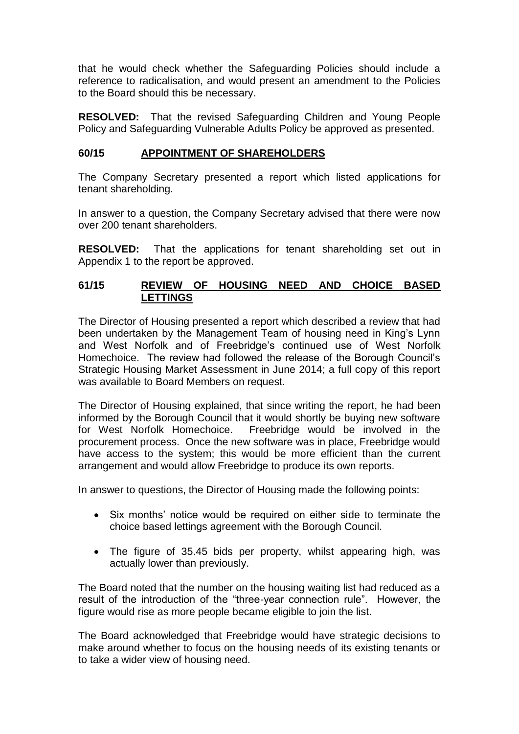that he would check whether the Safeguarding Policies should include a reference to radicalisation, and would present an amendment to the Policies to the Board should this be necessary.

**RESOLVED:** That the revised Safeguarding Children and Young People Policy and Safeguarding Vulnerable Adults Policy be approved as presented.

## 60/15 APPOINTMENT OF SHAREHOLDERS

The Company Secretary presented a report which listed applications for tenant shareholding.

In answer to a question, the Company Secretary advised that there were now over 200 tenant shareholders.

**RESOLVED:** That the applications for tenant shareholding set out in Appendix 1 to the report be approved.

## 61/15 REVIEW OF HOUSING NEED AND CHOICE BASED LETTINGS

The Director of Housing presented a report which described a review that had been undertaken by the Management Team of housing need in King's Lynn and West Norfolk and of Freebridge's continued use of West Norfolk Homechoice. The review had followed the release of the Borough Council's Strategic Housing Market Assessment in June 2014; a full copy of this report was available to Board Members on request.

The Director of Housing explained, that since writing the report, he had been informed by the Borough Council that it would shortly be buying new software for West Norfolk Homechoice. Freebridge would be involved in the procurement process. Once the new software was in place, Freebridge would have access to the system; this would be more efficient than the current arrangement and would allow Freebridge to produce its own reports.

In answer to questions, the Director of Housing made the following points:

- Six months' notice would be required on either side to terminate the choice based lettings agreement with the Borough Council.
- The figure of 35.45 bids per property, whilst appearing high, was actually lower than previously.

The Board noted that the number on the housing waiting list had reduced as a result of the introduction of the "three-year connection rule". However, the figure would rise as more people became eligible to join the list.

The Board acknowledged that Freebridge would have strategic decisions to make around whether to focus on the housing needs of its existing tenants or to take a wider view of housing need.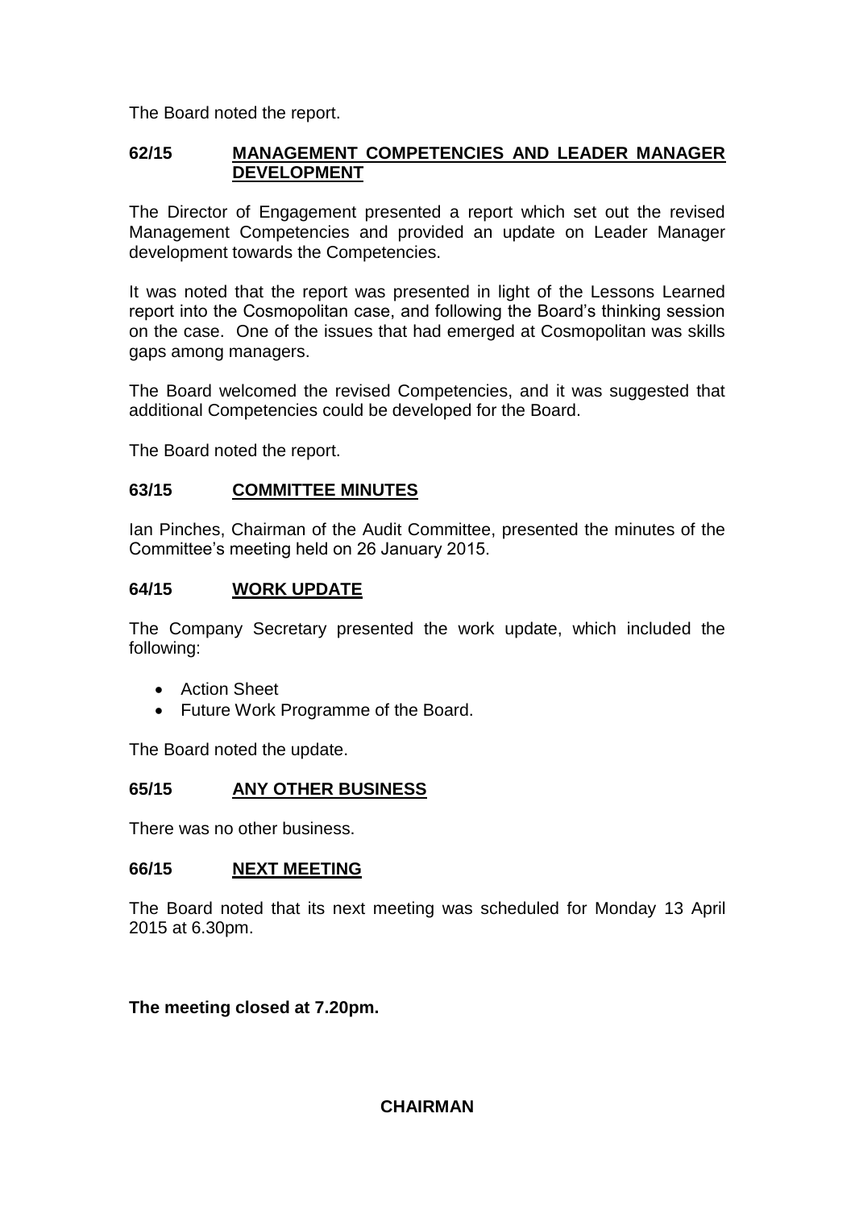The Board noted the report.

## 62/15 MANAGEMENT COMPETENCIES AND LEADER MANAGER DEVELOPMENT

The Director of Engagement presented a report which set out the revised Management Competencies and provided an update on Leader Manager development towards the Competencies.

It was noted that the report was presented in light of the Lessons Learned report into the Cosmopolitan case, and following the Board's thinking session on the case. One of the issues that had emerged at Cosmopolitan was skills gaps among managers.

The Board welcomed the revised Competencies, and it was suggested that additional Competencies could be developed for the Board.

The Board noted the report.

## 63/15 COMMITTEE MINUTES

Ian Pinches, Chairman of the Audit Committee, presented the minutes of the Committee's meeting held on 26 January 2015.

## 64/15 WORK UPDATE

The Company Secretary presented the work update, which included the following:

- Action Sheet
- Future Work Programme of the Board.

The Board noted the update.

## 65/15 ANY OTHER BUSINESS

There was no other business.

## 66/15 NEXT MEETING

The Board noted that its next meeting was scheduled for Monday 13 April 2015 at 6.30pm.

**The meeting closed at 7.20pm.**

**CHAIRMAN**